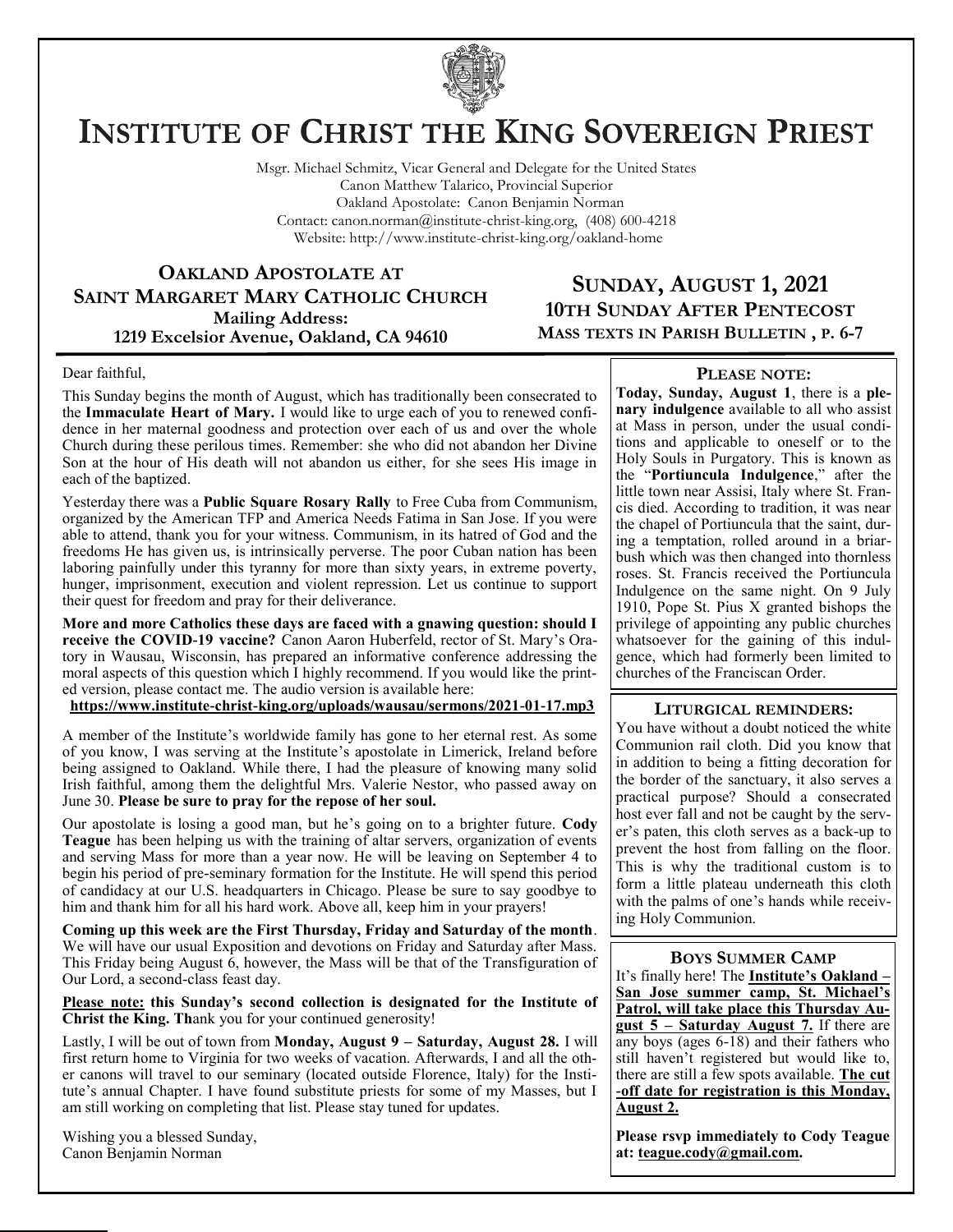# Institute of Christ the King Sovereign Priest

Msgr. Michael Schmitz, Vicar General and Delegate for the United States
Canon Matthew Talarico, Provincial Superior
Oakland Apostolate: Canon Benjamin Norman
Contact: canon.norman@institute-christ-king.org, (408) 600-4218
Website: http://www.institute-christ-king.org/oakland-home

## Oakland Apostolate at Saint Margaret Mary Catholic Church

**Mailing Address:**
**1219 Excelsior Avenue, Oakland, CA 94610**

## Sunday, August 1, 2021

**10th Sunday After Pentecost**
**Mass texts in Parish Bulletin , p. 6-7**

Dear faithful,

This Sunday begins the month of August, which has traditionally been consecrated to the **Immaculate Heart of Mary.** I would like to urge each of you to renewed confidence in her maternal goodness and protection over each of us and over the whole Church during these perilous times. Remember: she who did not abandon her Divine Son at the hour of His death will not abandon us either, for she sees His image in each of the baptized.

Yesterday there was a **Public Square Rosary Rally** to Free Cuba from Communism, organized by the American TFP and America Needs Fatima in San Jose. If you were able to attend, thank you for your witness. Communism, in its hatred of God and the freedoms He has given us, is intrinsically perverse. The poor Cuban nation has been laboring painfully under this tyranny for more than sixty years, in extreme poverty, hunger, imprisonment, execution and violent repression. Let us continue to support their quest for freedom and pray for their deliverance.

**More and more Catholics these days are faced with a gnawing question: should I receive the COVID-19 vaccine?** Canon Aaron Huberfeld, rector of St. Mary's Oratory in Wausau, Wisconsin, has prepared an informative conference addressing the moral aspects of this question which I highly recommend. If you would like the printed version, please contact me. The audio version is available here:
**https://www.institute-christ-king.org/uploads/wausau/sermons/2021-01-17.mp3**

A member of the Institute's worldwide family has gone to her eternal rest. As some of you know, I was serving at the Institute's apostolate in Limerick, Ireland before being assigned to Oakland. While there, I had the pleasure of knowing many solid Irish faithful, among them the delightful Mrs. Valerie Nestor, who passed away on June 30. **Please be sure to pray for the repose of her soul.**

Our apostolate is losing a good man, but he's going on to a brighter future. **Cody Teague** has been helping us with the training of altar servers, organization of events and serving Mass for more than a year now. He will be leaving on September 4 to begin his period of pre-seminary formation for the Institute. He will spend this period of candidacy at our U.S. headquarters in Chicago. Please be sure to say goodbye to him and thank him for all his hard work. Above all, keep him in your prayers!

**Coming up this week are the First Thursday, Friday and Saturday of the month**. We will have our usual Exposition and devotions on Friday and Saturday after Mass. This Friday being August 6, however, the Mass will be that of the Transfiguration of Our Lord, a second-class feast day.

**Please note: this Sunday's second collection is designated for the Institute of Christ the King. Th**ank you for your continued generosity!

Lastly, I will be out of town from **Monday, August 9 – Saturday, August 28.** I will first return home to Virginia for two weeks of vacation. Afterwards, I and all the other canons will travel to our seminary (located outside Florence, Italy) for the Institute's annual Chapter. I have found substitute priests for some of my Masses, but I am still working on completing that list. Please stay tuned for updates.

Wishing you a blessed Sunday,
Canon Benjamin Norman

### Please note:

**Today, Sunday, August 1**, there is a **plenary indulgence** available to all who assist at Mass in person, under the usual conditions and applicable to oneself or to the Holy Souls in Purgatory. This is known as the "**Portiuncula Indulgence**," after the little town near Assisi, Italy where St. Francis died. According to tradition, it was near the chapel of Portiuncula that the saint, during a temptation, rolled around in a briar-bush which was then changed into thornless roses. St. Francis received the Portiuncula Indulgence on the same night. On 9 July 1910, Pope St. Pius X granted bishops the privilege of appointing any public churches whatsoever for the gaining of this indulgence, which had formerly been limited to churches of the Franciscan Order.

### Liturgical reminders:

You have without a doubt noticed the white Communion rail cloth. Did you know that in addition to being a fitting decoration for the border of the sanctuary, it also serves a practical purpose? Should a consecrated host ever fall and not be caught by the server's paten, this cloth serves as a back-up to prevent the host from falling on the floor. This is why the traditional custom is to form a little plateau underneath this cloth with the palms of one's hands while receiving Holy Communion.

### Boys Summer Camp

It's finally here! The **Institute's Oakland – San Jose summer camp, St. Michael's Patrol, will take place this Thursday August 5 – Saturday August 7.** If there are any boys (ages 6-18) and their fathers who still haven't registered but would like to, there are still a few spots available. **The cut-off date for registration is this Monday, August 2.**

**Please rsvp immediately to Cody Teague at: teague.cody@gmail.com.**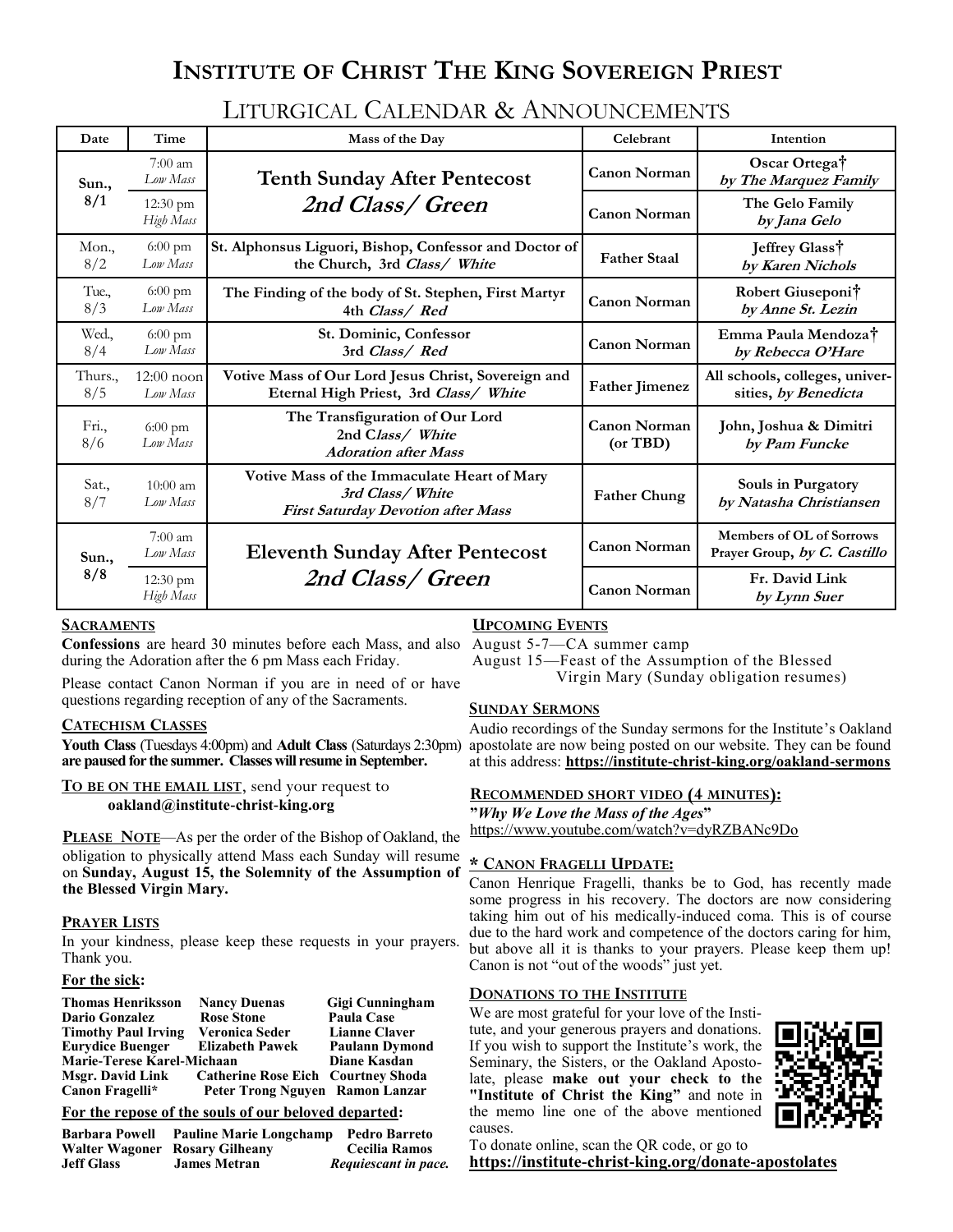# Institute of Christ The King Sovereign Priest

## Liturgical Calendar & Announcements

| Date | Time | Mass of the Day | Celebrant | Intention |
|---|---|---|---|---|
| Sun., 8/1 | 7:00 am *Low Mass* | **Tenth Sunday After Pentecost** ***2nd Class/ Green*** | Canon Norman | **Oscar Ortega†** ***by The Marquez Family*** |
| | 12:30 pm *High Mass* | | Canon Norman | **The Gelo Family** ***by Jana Gelo*** |
| Mon., 8/2 | 6:00 pm *Low Mass* | **St. Alphonsus Liguori, Bishop, Confessor and Doctor of the Church, 3rd *Class/ White*** | Father Staal | **Jeffrey Glass†** ***by Karen Nichols*** |
| Tue., 8/3 | 6:00 pm *Low Mass* | **The Finding of the body of St. Stephen, First Martyr 4th *Class/ Red*** | Canon Norman | **Robert Giuseponi†** ***by Anne St. Lezin*** |
| Wed., 8/4 | 6:00 pm *Low Mass* | **St. Dominic, Confessor 3rd *Class/ Red*** | Canon Norman | **Emma Paula Mendoza†** ***by Rebecca O'Hare*** |
| Thurs., 8/5 | 12:00 noon *Low Mass* | **Votive Mass of Our Lord Jesus Christ, Sovereign and Eternal High Priest, 3rd *Class/ White*** | Father Jimenez | **All schools, colleges, universities, *by Benedicta*** |
| Fri., 8/6 | 6:00 pm *Low Mass* | **The Transfiguration of Our Lord 2nd C*lass/ White*** ***Adoration after Mass*** | Canon Norman (or TBD) | **John, Joshua & Dimitri** ***by Pam Funcke*** |
| Sat., 8/7 | 10:00 am *Low Mass* | **Votive Mass of the Immaculate Heart of Mary** ***3rd Class/ White*** ***First Saturday Devotion after Mass*** | Father Chung | **Souls in Purgatory** ***by Natasha Christiansen*** |
| Sun., 8/8 | 7:00 am *Low Mass* | **Eleventh Sunday After Pentecost** ***2nd Class/ Green*** | Canon Norman | **Members of OL of Sorrows Prayer Group, *by C. Castillo*** |
| | 12:30 pm *High Mass* | | Canon Norman | **Fr. David Link** ***by Lynn Suer*** |

### Sacraments

**Confessions** are heard 30 minutes before each Mass, and also during the Adoration after the 6 pm Mass each Friday.

Please contact Canon Norman if you are in need of or have questions regarding reception of any of the Sacraments.

### Catechism Classes

**Youth Class** (Tuesdays 4:00pm) and **Adult Class** (Saturdays 2:30pm) **are paused for the summer. Classes will resume in September.**

**To be on the email list**, send your request to **oakland@institute-christ-king.org**

**Please Note**—As per the order of the Bishop of Oakland, the obligation to physically attend Mass each Sunday will resume on **Sunday, August 15, the Solemnity of the Assumption of the Blessed Virgin Mary.**

### Prayer Lists

In your kindness, please keep these requests in your prayers. Thank you.

**For the sick:**

**Thomas Henriksson, Nancy Duenas, Gigi Cunningham, Dario Gonzalez, Rose Stone, Paula Case, Timothy Paul Irving, Veronica Seder, Lianne Claver, Eurydice Buenger, Elizabeth Pawek, Paulann Dymond, Marie-Terese Karel-Michaan, Diane Kasdan, Msgr. David Link, Catherine Rose Eich, Courtney Shoda, Canon Fragelli*, Peter Trong Nguyen, Ramon Lanzar**

**For the repose of the souls of our beloved departed:**

**Barbara Powell, Pauline Marie Longchamp, Pedro Barreto, Walter Wagoner, Rosary Gilheany, Cecilia Ramos, Jeff Glass, James Metran** ***Requiescant in pace.***

### Upcoming Events

August 5-7—CA summer camp

August 15—Feast of the Assumption of the Blessed Virgin Mary (Sunday obligation resumes)

### Sunday Sermons

Audio recordings of the Sunday sermons for the Institute's Oakland apostolate are now being posted on our website. They can be found at this address: **https://institute-christ-king.org/oakland-sermons**

### Recommended short video (4 minutes):

**"*Why We Love the Mass of the Ages*"**

https://www.youtube.com/watch?v=dyRZBANc9Do

### * Canon Fragelli Update:

Canon Henrique Fragelli, thanks be to God, has recently made some progress in his recovery. The doctors are now considering taking him out of his medically-induced coma. This is of course due to the hard work and competence of the doctors caring for him, but above all it is thanks to your prayers. Please keep them up! Canon is not "out of the woods" just yet.

### Donations to the Institute

We are most grateful for your love of the Institute, and your generous prayers and donations. If you wish to support the Institute's work, the Seminary, the Sisters, or the Oakland Apostolate, please **make out your check to the "Institute of Christ the King"** and note in the memo line one of the above mentioned causes.

To donate online, scan the QR code, or go to **https://institute-christ-king.org/donate-apostolates**